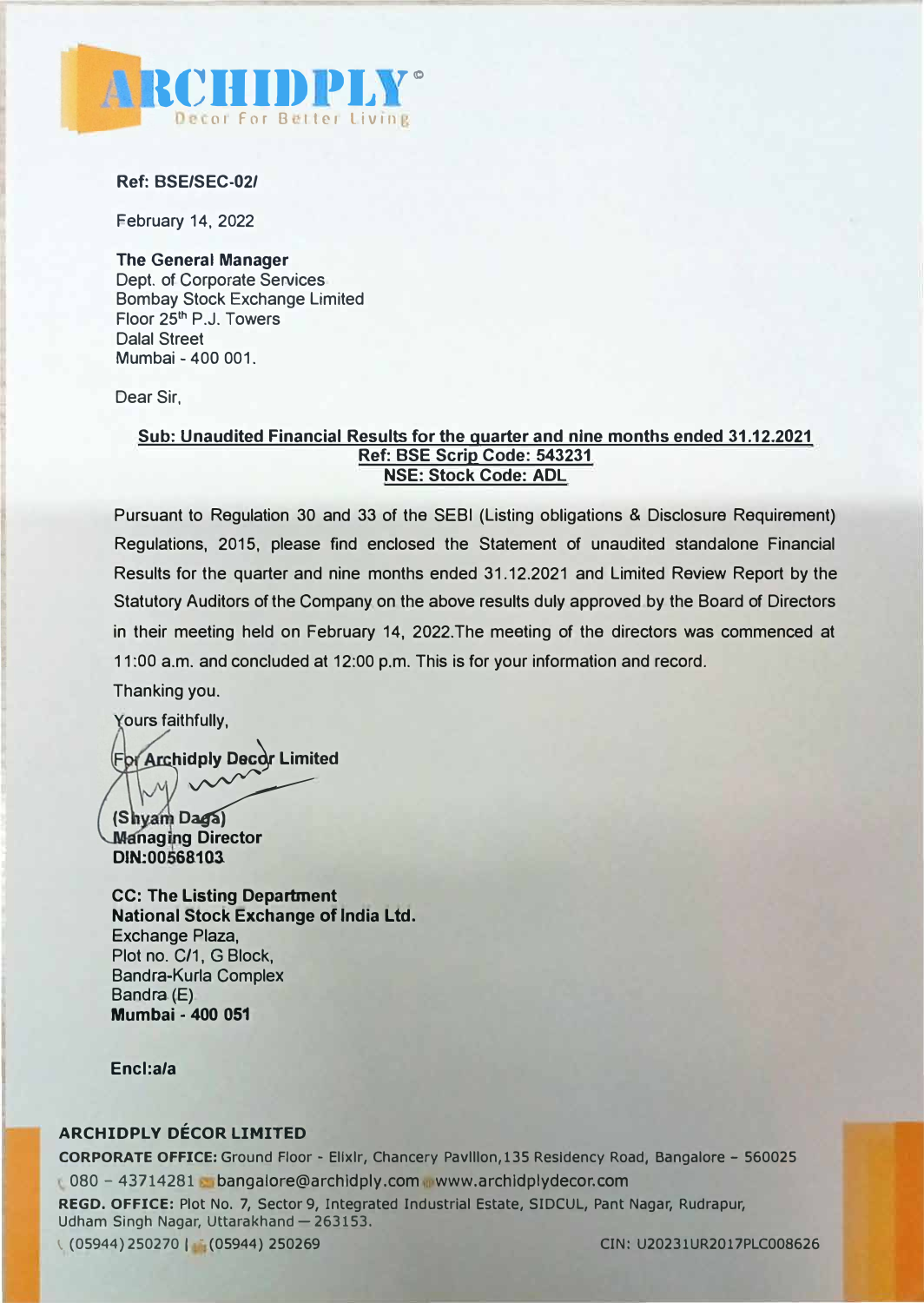**ARCHIDPLY**
Decor For Better Living

**Ref: BSE/SEC-02/**

February 14, 2022

**The General Manager**
Dept. of Corporate Services
Bombay Stock Exchange Limited
Floor 25th P.J. Towers
Dalal Street
Mumbai - 400 001.

Dear Sir,

**Sub: Unaudited Financial Results for the quarter and nine months ended 31.12.2021**
**Ref: BSE Scrip Code: 543231**
**NSE: Stock Code: ADL**

Pursuant to Regulation 30 and 33 of the SEBI (Listing obligations & Disclosure Requirement) Regulations, 2015, please find enclosed the Statement of unaudited standalone Financial Results for the quarter and nine months ended 31.12.2021 and Limited Review Report by the Statutory Auditors of the Company on the above results duly approved by the Board of Directors in their meeting held on February 14, 2022.The meeting of the directors was commenced at 11:00 a.m. and concluded at 12:00 p.m. This is for your information and record.

Thanking you.

Yours faithfully,

**For Archidply Decor Limited**

**(Shyam Daga)**
**Managing Director**
**DIN:00568103**

**CC: The Listing Department**
**National Stock Exchange of India Ltd.**
Exchange Plaza,
Plot no. C/1, G Block,
Bandra-Kurla Complex
Bandra (E)
**Mumbai - 400 051**

**Encl:a/a**

**ARCHIDPLY DÉCOR LIMITED**
**CORPORATE OFFICE:** Ground Floor - Elixir, Chancery Pavilion,135 Residency Road, Bangalore - 560025
080 - 43714281 bangalore@archidply.com www.archidplydecor.com
**REGD. OFFICE:** Plot No. 7, Sector 9, Integrated Industrial Estate, SIDCUL, Pant Nagar, Rudrapur, Udham Singh Nagar, Uttarakhand — 263153.
(05944) 250270 | (05944) 250269 CIN: U20231UR2017PLC008626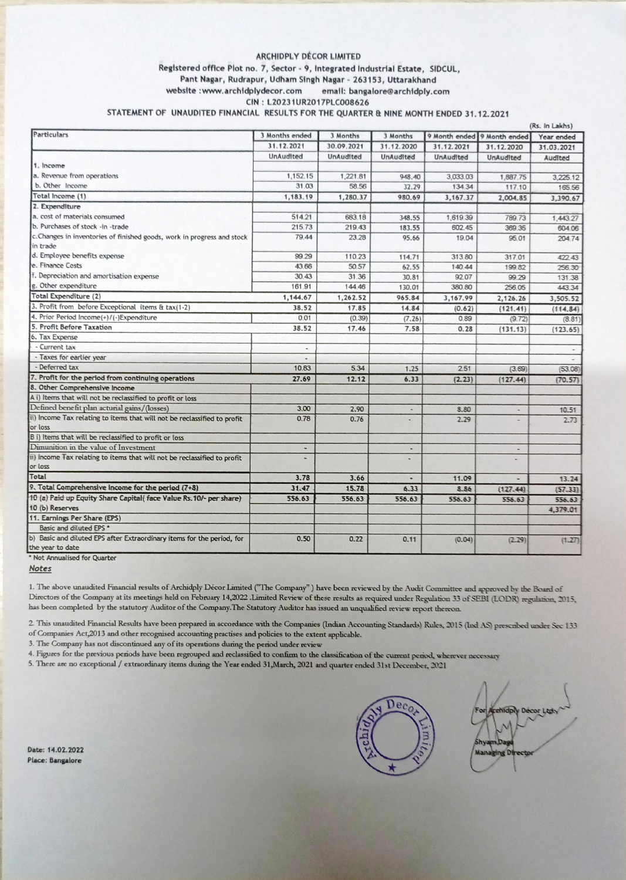# ARCHIDPLY DÉCOR LIMITED

Registered office Plot no. 7, Sector - 9, Integrated Industrial Estate, SIDCUL, Pant Nagar, Rudrapur, Udham Singh Nagar - 263153, Uttarakhand

website : www.archidplydecor.com email: bangalore@archidply.com

CIN : L20231UR2017PLC008626

## STATEMENT OF UNAUDITED FINANCIAL RESULTS FOR THE QUARTER & NINE MONTH ENDED 31.12.2021

(Rs. in Lakhs)

| Particulars | 3 Months ended | 3 Months | 3 Months | 9 Month ended | 9 Month ended | Year ended |
|---|---|---|---|---|---|---|
| | 31.12.2021 | 30.09.2021 | 31.12.2020 | 31.12.2021 | 31.12.2020 | 31.03.2021 |
| | UnAudited | UnAudited | UnAudited | UnAudited | UnAudited | Audited |
| **1. Income** | | | | | | |
| a. Revenue from operations | 1,152.15 | 1,221.81 | 948.40 | 3,033.03 | 1,887.75 | 3,225.12 |
| b. Other Income | 31.03 | 58.56 | 32.29 | 134.34 | 117.10 | 165.56 |
| **Total Income (1)** | **1,183.19** | **1,280.37** | **980.69** | **3,167.37** | **2,004.85** | **3,390.67** |
| **2. Expenditure** | | | | | | |
| a. cost of materials consumed | 514.21 | 683.18 | 348.55 | 1,619.39 | 789.73 | 1,443.27 |
| b. Purchases of stock -in -trade | 215.73 | 219.43 | 183.55 | 602.45 | 369.35 | 604.06 |
| c. Changes in inventories of finished goods, work in progress and stock in trade | 79.44 | 23.28 | 95.66 | 19.04 | 95.01 | 204.74 |
| d. Employee benefits expense | 99.29 | 110.23 | 114.71 | 313.80 | 317.01 | 422.43 |
| e. Finance Costs | 43.66 | 50.57 | 62.55 | 140.44 | 199.82 | 256.30 |
| f. Depreciation and amortisation expense | 30.43 | 31.36 | 30.81 | 92.07 | 99.29 | 131.38 |
| g. Other expenditure | 161.91 | 144.46 | 130.01 | 380.80 | 256.05 | 443.34 |
| **Total Expenditure (2)** | **1,144.67** | **1,262.52** | **965.84** | **3,167.99** | **2,126.26** | **3,505.52** |
| 3. Profit from before Exceptional items & tax(1-2) | 38.52 | 17.85 | 14.84 | (0.62) | (121.41) | (114.84) |
| 4. Prior Period Income(+)/(-)Expenditure | 0.01 | (0.39) | (7.26) | 0.89 | (9.72) | (8.81) |
| **5. Profit Before Taxation** | **38.52** | **17.46** | **7.58** | **0.28** | **(131.13)** | **(123.65)** |
| 6. Tax Expense | | | | | | |
| - Current tax | - | | | | | - |
| - Taxes for earlier year | - | | | | | - |
| - Deferred tax | 10.83 | 5.34 | 1.25 | 2.51 | (3.69) | (53.08) |
| **7. Profit for the period from continuing operations** | **27.69** | **12.12** | **6.33** | **(2.23)** | **(127.44)** | **(70.57)** |
| **8. Other Comprehensive Income** | | | | | | |
| A i) Items that will not be reclassified to profit or loss | | | | | | |
| Defined benefit plan acturial gains/(losses) | 3.00 | 2.90 | - | 8.80 | - | 10.51 |
| ii) Income Tax relating to items that will not be reclassified to profit or loss | 0.78 | 0.76 | - | 2.29 | - | 2.73 |
| B i) Items that will be reclassified to profit or loss | | | | | | |
| Dimunition in the value of Investment | - | | - | | - | |
| ii) Income Tax relating to items that will not be reclassified to profit or loss | - | | - | | - | |
| **Total** | **3.78** | **3.66** | **-** | **11.09** | **-** | **13.24** |
| **9. Total Comprehensive Income for the period (7+8)** | **31.47** | **15.78** | **6.33** | **8.86** | **(127.44)** | **(57.33)** |
| 10 (a) Paid up Equity Share Capital( face Value Rs.10/- per share) | 556.63 | 556.63 | 556.63 | 556.63 | 556.63 | 556.63 |
| 10 (b) Reserves | | | | | | 4,379.01 |
| 11. Earnings Per Share (EPS) | | | | | | |
| Basic and diluted EPS * | | | | | | |
| b) Basic and diluted EPS after Extraordinary items for the period, for the year to date | 0.50 | 0.22 | 0.11 | (0.04) | (2.29) | (1.27) |

\* Not Annualised for Quarter

### *Notes*

1. The above unaudited Financial results of Archidply Décor Limited ("The Company") have been reviewed by the Audit Committee and approved by the Board of Directors of the Company at its meetings held on February 14,2022 .Limited Review of these results as required under Regulation 33 of SEBI (LODR) regulation, 2015, has been completed by the statutory Auditor of the Company.The Statutory Auditor has issued an unqualified review report thereon.
2. This unaudited Financial Results have been prepared in accordance with the Companies (Indian Accounting Standards) Rules, 2015 (Ind AS) prescribed under Sec 133 of Companies Act,2013 and other recognised accounting practises and policies to the extent applicable.
3. The Company has not discontinued any of its operations during the period under review
4. Figures for the previous periods have been regrouped and reclassified to confirm to the classification of the current period, wherever necessary
5. There are no exceptional / extraordinary items during the Year ended 31,March, 2021 and quarter ended 31st December, 2021

Date: 14.02.2022
Place: Bangalore

For Archidply Décor Ltd.
Shyam Daga
Managing Director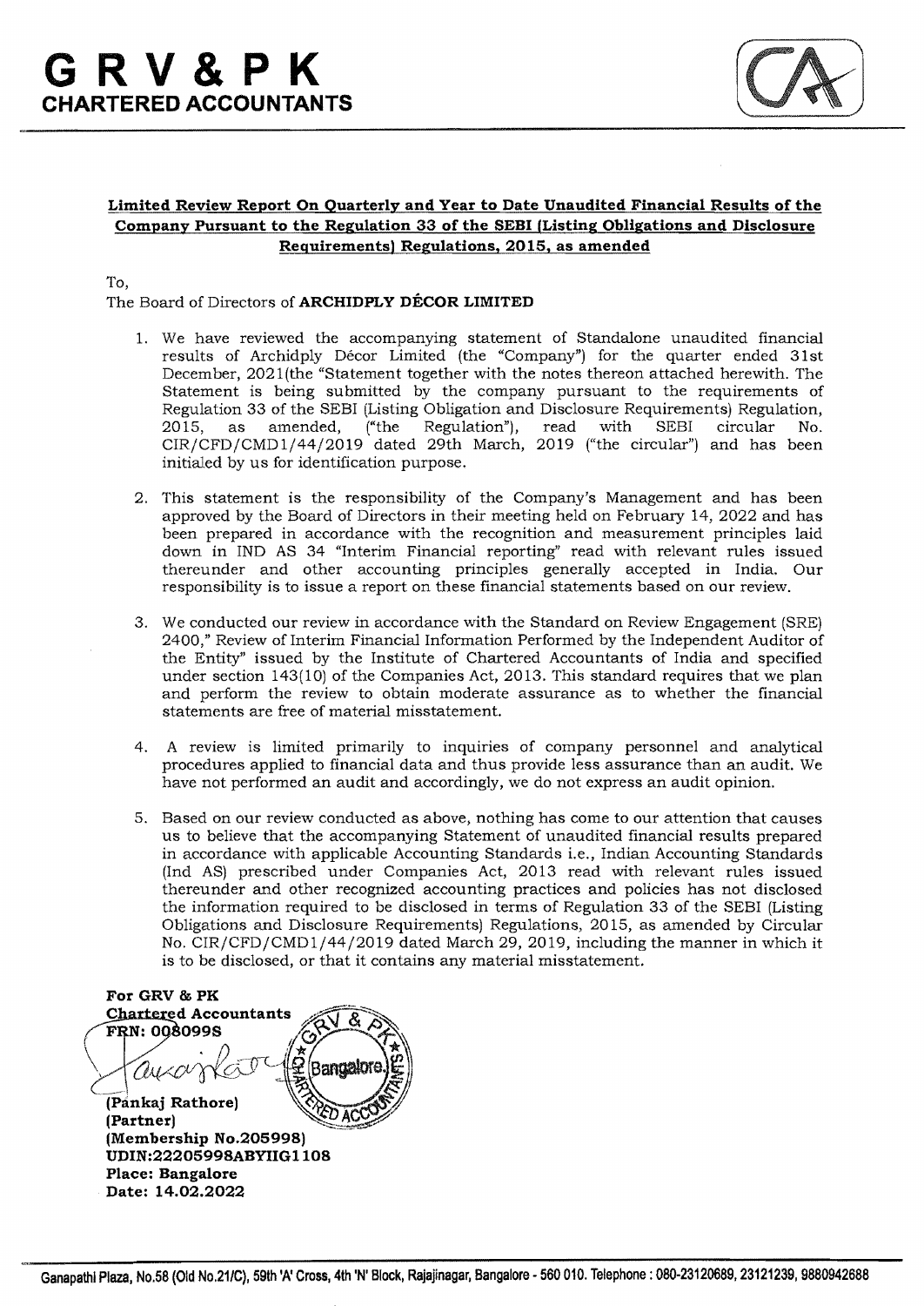# G R V & P K
## CHARTERED ACCOUNTANTS

**Limited Review Report On Quarterly and Year to Date Unaudited Financial Results of the Company Pursuant to the Regulation 33 of the SEBI (Listing Obligations and Disclosure Requirements) Regulations, 2015, as amended**

To,
The Board of Directors of **ARCHIDPLY DÉCOR LIMITED**

1. We have reviewed the accompanying statement of Standalone unaudited financial results of Archidply Décor Limited (the "Company") for the quarter ended 31st December, 2021(the "Statement together with the notes thereon attached herewith. The Statement is being submitted by the company pursuant to the requirements of Regulation 33 of the SEBI (Listing Obligation and Disclosure Requirements) Regulation, 2015, as amended, ("the Regulation"), read with SEBI circular No. CIR/CFD/CMD1/44/2019 dated 29th March, 2019 ("the circular") and has been initialed by us for identification purpose.

2. This statement is the responsibility of the Company's Management and has been approved by the Board of Directors in their meeting held on February 14, 2022 and has been prepared in accordance with the recognition and measurement principles laid down in IND AS 34 "Interim Financial reporting" read with relevant rules issued thereunder and other accounting principles generally accepted in India. Our responsibility is to issue a report on these financial statements based on our review.

3. We conducted our review in accordance with the Standard on Review Engagement (SRE) 2400," Review of Interim Financial Information Performed by the Independent Auditor of the Entity" issued by the Institute of Chartered Accountants of India and specified under section 143(10) of the Companies Act, 2013. This standard requires that we plan and perform the review to obtain moderate assurance as to whether the financial statements are free of material misstatement.

4. A review is limited primarily to inquiries of company personnel and analytical procedures applied to financial data and thus provide less assurance than an audit. We have not performed an audit and accordingly, we do not express an audit opinion.

5. Based on our review conducted as above, nothing has come to our attention that causes us to believe that the accompanying Statement of unaudited financial results prepared in accordance with applicable Accounting Standards i.e., Indian Accounting Standards (Ind AS) prescribed under Companies Act, 2013 read with relevant rules issued thereunder and other recognized accounting practices and policies has not disclosed the information required to be disclosed in terms of Regulation 33 of the SEBI (Listing Obligations and Disclosure Requirements) Regulations, 2015, as amended by Circular No. CIR/CFD/CMD1/44/2019 dated March 29, 2019, including the manner in which it is to be disclosed, or that it contains any material misstatement.

**For GRV & PK**
**Chartered Accountants**
**FRN: 008099S**

**(Pankaj Rathore)**
**(Partner)**
**(Membership No.205998)**
**UDIN:22205998ABYIIG1108**
**Place: Bangalore**
**Date: 14.02.2022**

Ganapathi Plaza, No.58 (Old No.21/C), 59th 'A' Cross, 4th 'N' Block, Rajajinagar, Bangalore - 560 010. Telephone : 080-23120689, 23121239, 9880942688